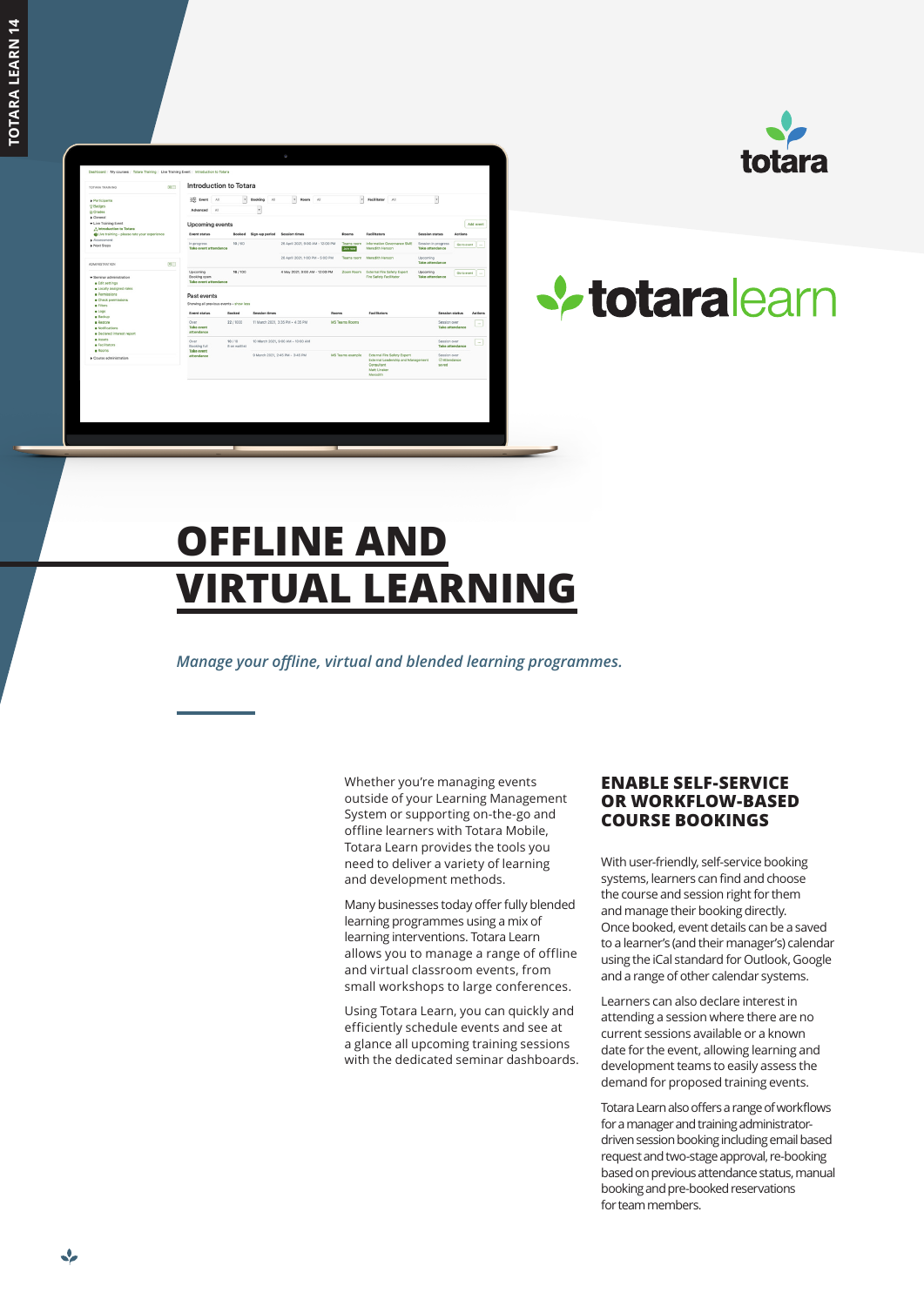# OFFLINE AND VIRTUAL LEARNING

*Manage your offline, virtual and blended learning programmes.*

Whether you're managing events outside of your Learning Management System or supporting on-the-go and offline learners with Totara Mobile, Totara Learn provides the tools you need to deliver a variety of learning and development methods.

Many businesses today offer fully blended learning programmes using a mix of learning interventions. Totara Learn allows you to manage a range of offline and virtual classroom events, from small workshops to large conferences.

Using Totara Learn, you can quickly and efficiently schedule events and see at a glance all upcoming training sessions with the dedicated seminar dashboards.

## ENABLE SELF-SERVICE OR WORKFLOW-BASED COURSE BOOKINGS

With user-friendly, self-service booking systems, learners can find and choose the course and session right for them and manage their booking directly. Once booked, event details can be a saved to a learner's (and their manager's) calendar using the iCal standard for Outlook, Google and a range of other calendar systems.

Learners can also declare interest in attending a session where there are no current sessions available or a known date for the event, allowing learning and development teams to easily assess the demand for proposed training events.

Totara Learn also offers a range of workflows for a manager and training administrator-driven session booking including email based request and two-stage approval, re-booking based on previous attendance status, manual booking and pre-booked reservations for team members.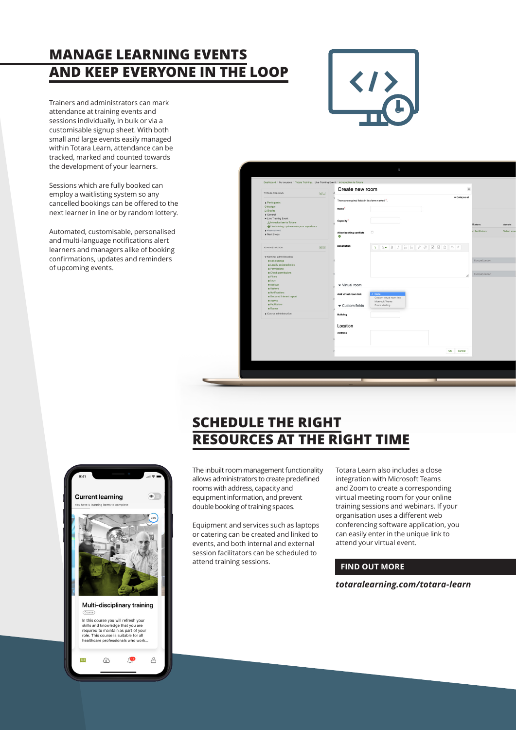# MANAGE LEARNING EVENTS AND KEEP EVERYONE IN THE LOOP

Trainers and administrators can mark attendance at training events and sessions individually, in bulk or via a customisable signup sheet. With both small and large events easily managed within Totara Learn, attendance can be tracked, marked and counted towards the development of your learners.

Sessions which are fully booked can employ a waitlisting system so any cancelled bookings can be offered to the next learner in line or by random lottery.

Automated, customisable, personalised and multi-language notifications alert learners and managers alike of booking confirmations, updates and reminders of upcoming events.

# SCHEDULE THE RIGHT RESOURCES AT THE RIGHT TIME

The inbuilt room management functionality allows administrators to create predefined rooms with address, capacity and equipment information, and prevent double booking of training spaces.

Equipment and services such as laptops or catering can be created and linked to events, and both internal and external session facilitators can be scheduled to attend training sessions.

Totara Learn also includes a close integration with Microsoft Teams and Zoom to create a corresponding virtual meeting room for your online training sessions and webinars. If your organisation uses a different web conferencing software application, you can easily enter in the unique link to attend your virtual event.

**FIND OUT MORE**

***totaralearning.com/totara-learn***